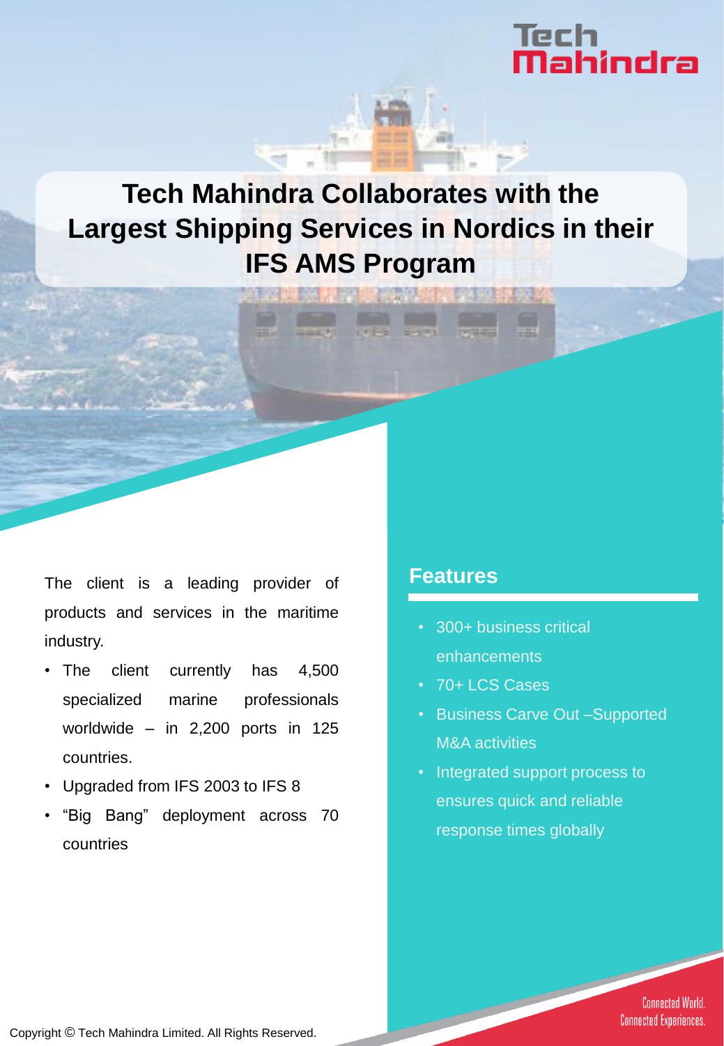# Tech Mahindra Collaborates with the Largest Shipping Services in Nordics in their IFS AMS Program

The client is a leading provider of products and services in the maritime industry.

- The client currently has 4,500 specialized marine professionals worldwide – in 2,200 ports in 125 countries.
- Upgraded from IFS 2003 to IFS 8
- “Big Bang” deployment across 70 countries

## Features

- 300+ business critical enhancements
- 70+ LCS Cases
- Business Carve Out –Supported M&A activities
- Integrated support process to ensures quick and reliable response times globally

Connected World. Connected Experiences.

Copyright © Tech Mahindra Limited. All Rights Reserved.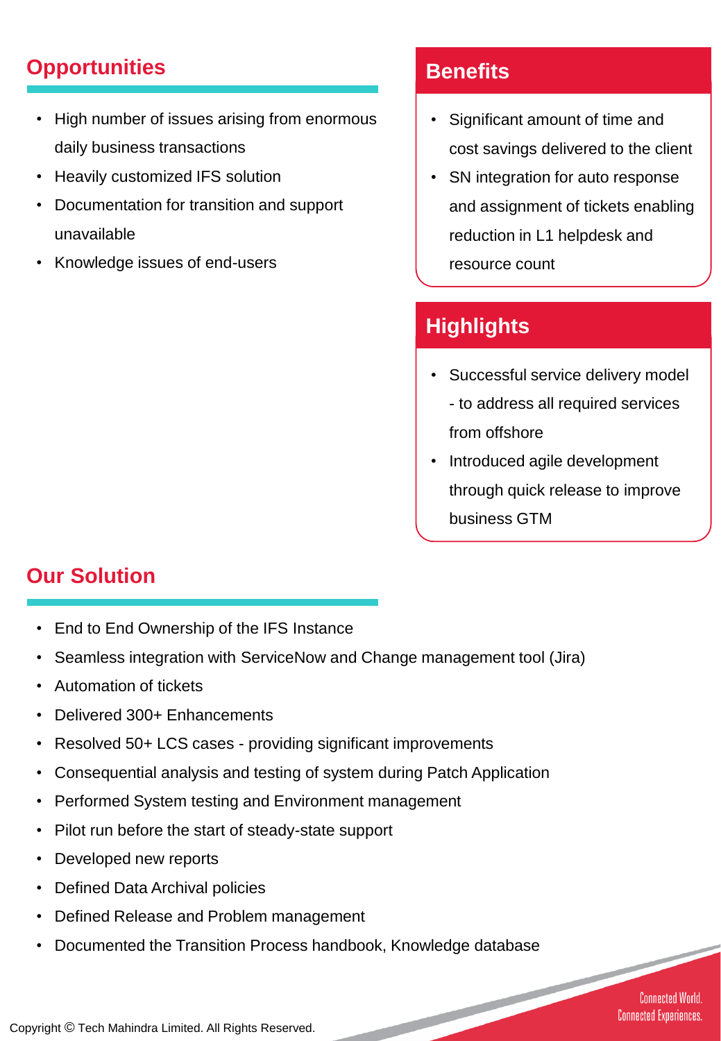## Opportunities

- High number of issues arising from enormous daily business transactions
- Heavily customized IFS solution
- Documentation for transition and support unavailable
- Knowledge issues of end-users

## Benefits

- Significant amount of time and cost savings delivered to the client
- SN integration for auto response and assignment of tickets enabling reduction in L1 helpdesk and resource count

## Highlights

- Successful service delivery model - to address all required services from offshore
- Introduced agile development through quick release to improve business GTM

## Our Solution

- End to End Ownership of the IFS Instance
- Seamless integration with ServiceNow and Change management tool (Jira)
- Automation of tickets
- Delivered 300+ Enhancements
- Resolved 50+ LCS cases - providing significant improvements
- Consequential analysis and testing of system during Patch Application
- Performed System testing and Environment management
- Pilot run before the start of steady-state support
- Developed new reports
- Defined Data Archival policies
- Defined Release and Problem management
- Documented the Transition Process handbook, Knowledge database

Connected World. Connected Experiences.

Copyright © Tech Mahindra Limited. All Rights Reserved.